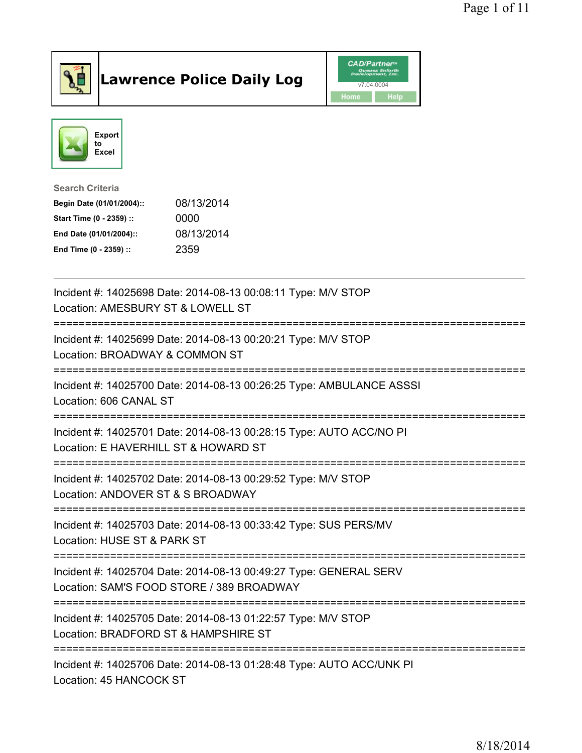# Lawrence Police Daily Log

CAD/Partner
v7.04.0004
Home Help

Export to Excel

**Search Criteria**

| | |
|---|---|
| **Begin Date (01/01/2004)::** | 08/13/2014 |
| **Start Time (0 - 2359) ::** | 0000 |
| **End Date (01/01/2004)::** | 08/13/2014 |
| **End Time (0 - 2359) ::** | 2359 |

---

Incident #: 14025698 Date: 2014-08-13 00:08:11 Type: M/V STOP
Location: AMESBURY ST & LOWELL ST
===========================================================================
Incident #: 14025699 Date: 2014-08-13 00:20:21 Type: M/V STOP
Location: BROADWAY & COMMON ST
===========================================================================
Incident #: 14025700 Date: 2014-08-13 00:26:25 Type: AMBULANCE ASSSI
Location: 606 CANAL ST
===========================================================================
Incident #: 14025701 Date: 2014-08-13 00:28:15 Type: AUTO ACC/NO PI
Location: E HAVERHILL ST & HOWARD ST
===========================================================================
Incident #: 14025702 Date: 2014-08-13 00:29:52 Type: M/V STOP
Location: ANDOVER ST & S BROADWAY
===========================================================================
Incident #: 14025703 Date: 2014-08-13 00:33:42 Type: SUS PERS/MV
Location: HUSE ST & PARK ST
===========================================================================
Incident #: 14025704 Date: 2014-08-13 00:49:27 Type: GENERAL SERV
Location: SAM'S FOOD STORE / 389 BROADWAY
===========================================================================
Incident #: 14025705 Date: 2014-08-13 01:22:57 Type: M/V STOP
Location: BRADFORD ST & HAMPSHIRE ST
===========================================================================
Incident #: 14025706 Date: 2014-08-13 01:28:48 Type: AUTO ACC/UNK PI
Location: 45 HANCOCK ST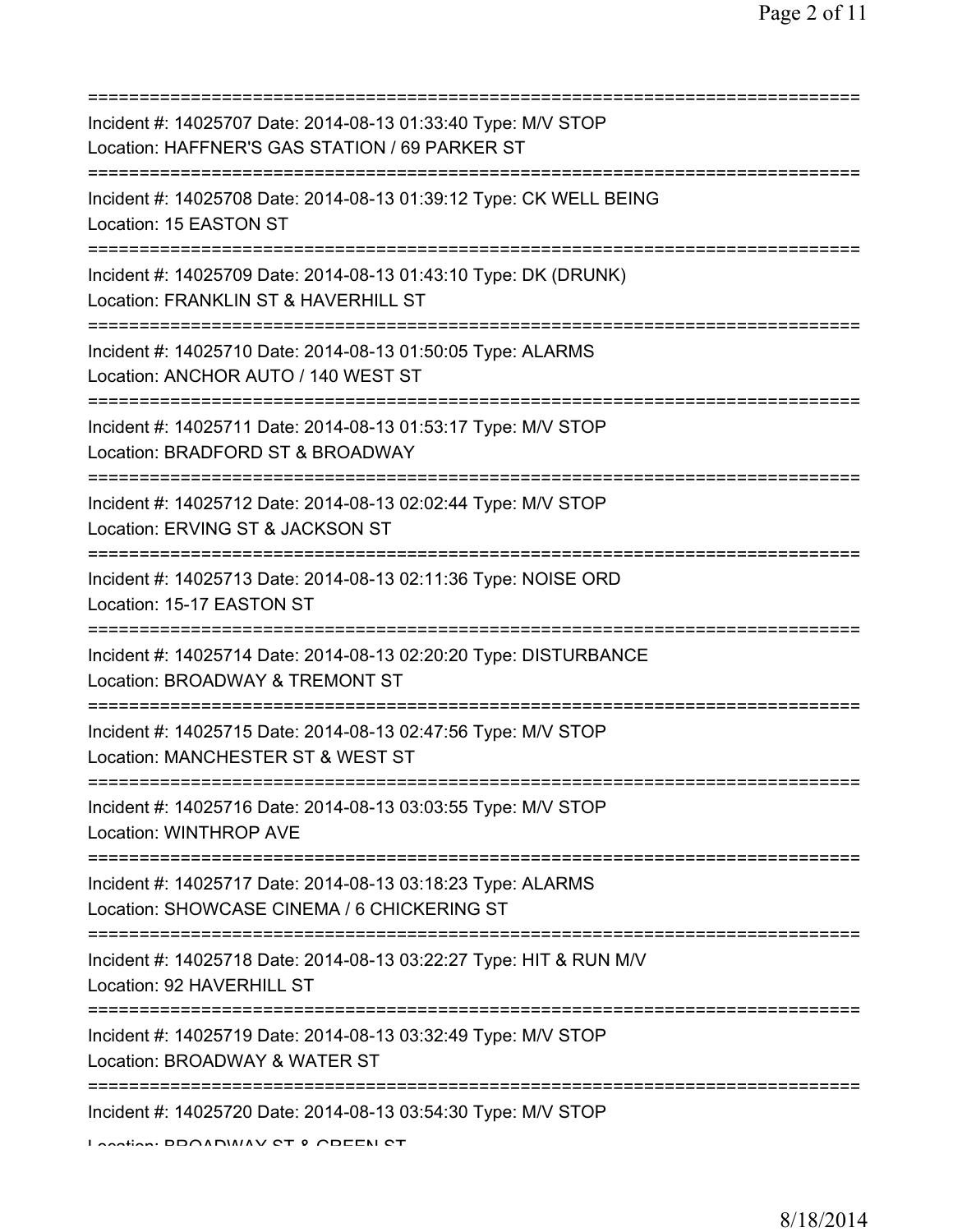===========================================================================

Incident #: 14025707 Date: 2014-08-13 01:33:40 Type: M/V STOP
Location: HAFFNER'S GAS STATION / 69 PARKER ST

===========================================================================

Incident #: 14025708 Date: 2014-08-13 01:39:12 Type: CK WELL BEING
Location: 15 EASTON ST

===========================================================================

Incident #: 14025709 Date: 2014-08-13 01:43:10 Type: DK (DRUNK)
Location: FRANKLIN ST & HAVERHILL ST

===========================================================================

Incident #: 14025710 Date: 2014-08-13 01:50:05 Type: ALARMS
Location: ANCHOR AUTO / 140 WEST ST

===========================================================================

Incident #: 14025711 Date: 2014-08-13 01:53:17 Type: M/V STOP
Location: BRADFORD ST & BROADWAY

===========================================================================

Incident #: 14025712 Date: 2014-08-13 02:02:44 Type: M/V STOP
Location: ERVING ST & JACKSON ST

===========================================================================

Incident #: 14025713 Date: 2014-08-13 02:11:36 Type: NOISE ORD
Location: 15-17 EASTON ST

===========================================================================

Incident #: 14025714 Date: 2014-08-13 02:20:20 Type: DISTURBANCE
Location: BROADWAY & TREMONT ST

===========================================================================

Incident #: 14025715 Date: 2014-08-13 02:47:56 Type: M/V STOP
Location: MANCHESTER ST & WEST ST

===========================================================================

Incident #: 14025716 Date: 2014-08-13 03:03:55 Type: M/V STOP
Location: WINTHROP AVE

===========================================================================

Incident #: 14025717 Date: 2014-08-13 03:18:23 Type: ALARMS
Location: SHOWCASE CINEMA / 6 CHICKERING ST

===========================================================================

Incident #: 14025718 Date: 2014-08-13 03:22:27 Type: HIT & RUN M/V
Location: 92 HAVERHILL ST

===========================================================================

Incident #: 14025719 Date: 2014-08-13 03:32:49 Type: M/V STOP
Location: BROADWAY & WATER ST

===========================================================================

Incident #: 14025720 Date: 2014-08-13 03:54:30 Type: M/V STOP
Location: BROADWAY ST & GREEN ST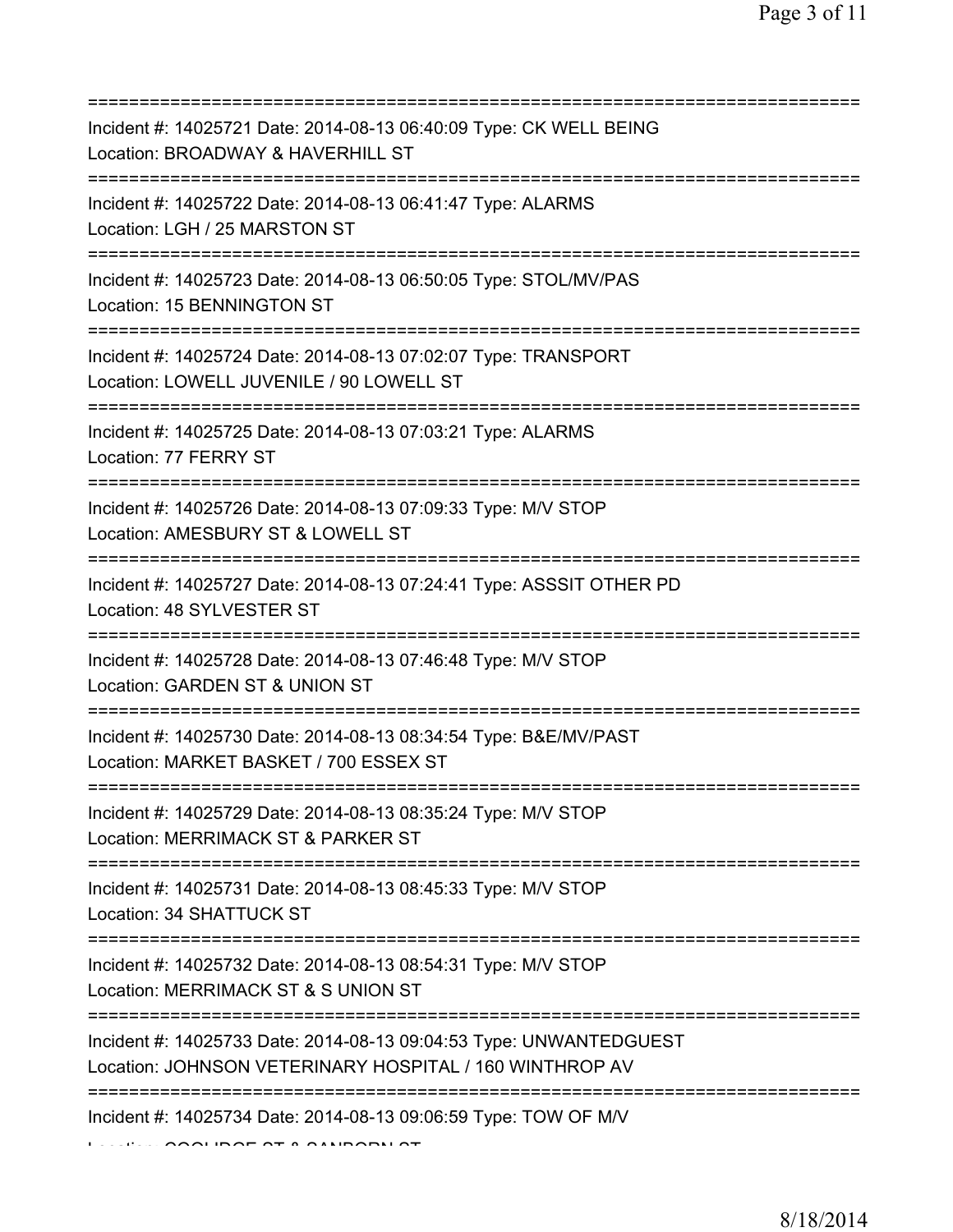==============================================================================
Incident #: 14025721 Date: 2014-08-13 06:40:09 Type: CK WELL BEING
Location: BROADWAY & HAVERHILL ST
==============================================================================
Incident #: 14025722 Date: 2014-08-13 06:41:47 Type: ALARMS
Location: LGH / 25 MARSTON ST
==============================================================================
Incident #: 14025723 Date: 2014-08-13 06:50:05 Type: STOL/MV/PAS
Location: 15 BENNINGTON ST
==============================================================================
Incident #: 14025724 Date: 2014-08-13 07:02:07 Type: TRANSPORT
Location: LOWELL JUVENILE / 90 LOWELL ST
==============================================================================
Incident #: 14025725 Date: 2014-08-13 07:03:21 Type: ALARMS
Location: 77 FERRY ST
==============================================================================
Incident #: 14025726 Date: 2014-08-13 07:09:33 Type: M/V STOP
Location: AMESBURY ST & LOWELL ST
==============================================================================
Incident #: 14025727 Date: 2014-08-13 07:24:41 Type: ASSSIT OTHER PD
Location: 48 SYLVESTER ST
==============================================================================
Incident #: 14025728 Date: 2014-08-13 07:46:48 Type: M/V STOP
Location: GARDEN ST & UNION ST
==============================================================================
Incident #: 14025730 Date: 2014-08-13 08:34:54 Type: B&E/MV/PAST
Location: MARKET BASKET / 700 ESSEX ST
==============================================================================
Incident #: 14025729 Date: 2014-08-13 08:35:24 Type: M/V STOP
Location: MERRIMACK ST & PARKER ST
==============================================================================
Incident #: 14025731 Date: 2014-08-13 08:45:33 Type: M/V STOP
Location: 34 SHATTUCK ST
==============================================================================
Incident #: 14025732 Date: 2014-08-13 08:54:31 Type: M/V STOP
Location: MERRIMACK ST & S UNION ST
==============================================================================
Incident #: 14025733 Date: 2014-08-13 09:04:53 Type: UNWANTEDGUEST
Location: JOHNSON VETERINARY HOSPITAL / 160 WINTHROP AV
==============================================================================
Incident #: 14025734 Date: 2014-08-13 09:06:59 Type: TOW OF M/V
Location: COOLIDGE ST & SANBORN ST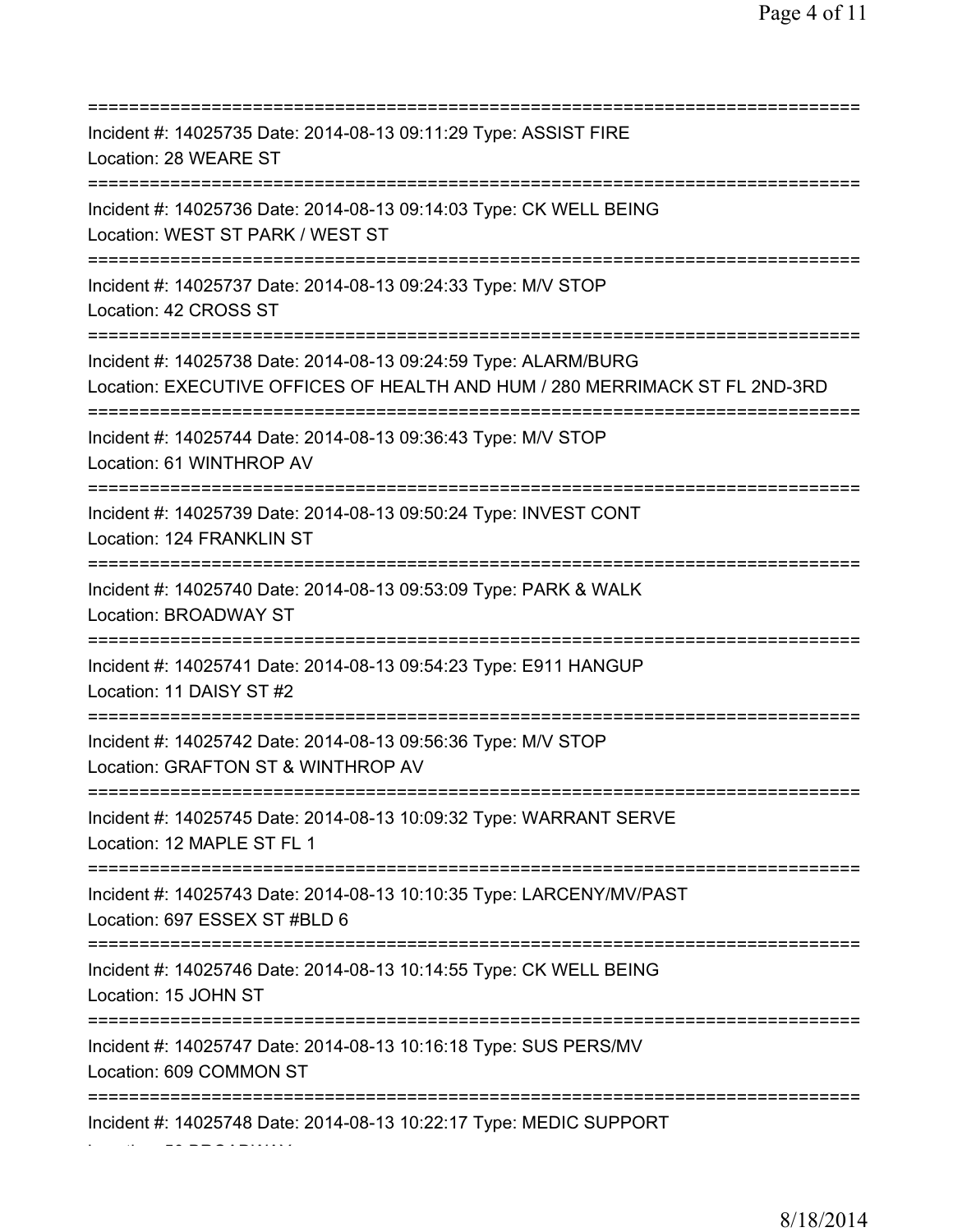===========================================================================

Incident #: 14025735 Date: 2014-08-13 09:11:29 Type: ASSIST FIRE
Location: 28 WEARE ST

===========================================================================

Incident #: 14025736 Date: 2014-08-13 09:14:03 Type: CK WELL BEING
Location: WEST ST PARK / WEST ST

===========================================================================

Incident #: 14025737 Date: 2014-08-13 09:24:33 Type: M/V STOP
Location: 42 CROSS ST

===========================================================================

Incident #: 14025738 Date: 2014-08-13 09:24:59 Type: ALARM/BURG
Location: EXECUTIVE OFFICES OF HEALTH AND HUM / 280 MERRIMACK ST FL 2ND-3RD

===========================================================================

Incident #: 14025744 Date: 2014-08-13 09:36:43 Type: M/V STOP
Location: 61 WINTHROP AV

===========================================================================

Incident #: 14025739 Date: 2014-08-13 09:50:24 Type: INVEST CONT
Location: 124 FRANKLIN ST

===========================================================================

Incident #: 14025740 Date: 2014-08-13 09:53:09 Type: PARK & WALK
Location: BROADWAY ST

===========================================================================

Incident #: 14025741 Date: 2014-08-13 09:54:23 Type: E911 HANGUP
Location: 11 DAISY ST #2

===========================================================================

Incident #: 14025742 Date: 2014-08-13 09:56:36 Type: M/V STOP
Location: GRAFTON ST & WINTHROP AV

===========================================================================

Incident #: 14025745 Date: 2014-08-13 10:09:32 Type: WARRANT SERVE
Location: 12 MAPLE ST FL 1

===========================================================================

Incident #: 14025743 Date: 2014-08-13 10:10:35 Type: LARCENY/MV/PAST
Location: 697 ESSEX ST #BLD 6

===========================================================================

Incident #: 14025746 Date: 2014-08-13 10:14:55 Type: CK WELL BEING
Location: 15 JOHN ST

===========================================================================

Incident #: 14025747 Date: 2014-08-13 10:16:18 Type: SUS PERS/MV
Location: 609 COMMON ST

===========================================================================

Incident #: 14025748 Date: 2014-08-13 10:22:17 Type: MEDIC SUPPORT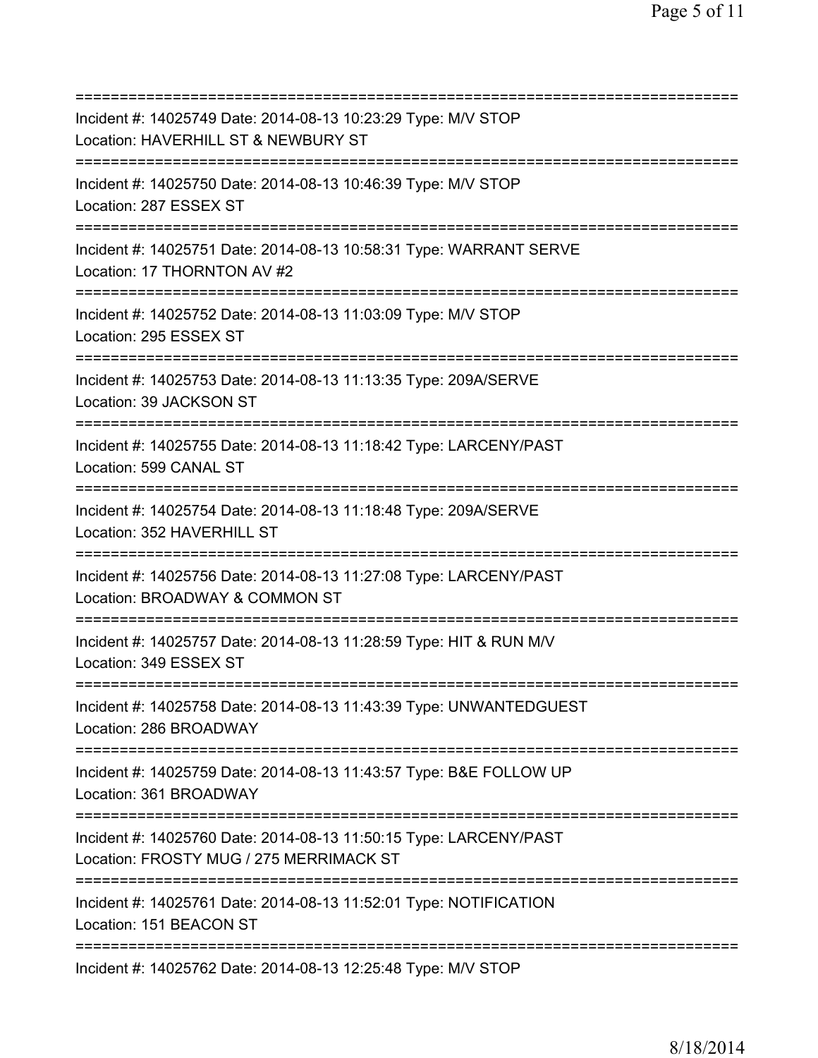===========================================================================
Incident #: 14025749 Date: 2014-08-13 10:23:29 Type: M/V STOP
Location: HAVERHILL ST & NEWBURY ST
===========================================================================
Incident #: 14025750 Date: 2014-08-13 10:46:39 Type: M/V STOP
Location: 287 ESSEX ST
===========================================================================
Incident #: 14025751 Date: 2014-08-13 10:58:31 Type: WARRANT SERVE
Location: 17 THORNTON AV #2
===========================================================================
Incident #: 14025752 Date: 2014-08-13 11:03:09 Type: M/V STOP
Location: 295 ESSEX ST
===========================================================================
Incident #: 14025753 Date: 2014-08-13 11:13:35 Type: 209A/SERVE
Location: 39 JACKSON ST
===========================================================================
Incident #: 14025755 Date: 2014-08-13 11:18:42 Type: LARCENY/PAST
Location: 599 CANAL ST
===========================================================================
Incident #: 14025754 Date: 2014-08-13 11:18:48 Type: 209A/SERVE
Location: 352 HAVERHILL ST
===========================================================================
Incident #: 14025756 Date: 2014-08-13 11:27:08 Type: LARCENY/PAST
Location: BROADWAY & COMMON ST
===========================================================================
Incident #: 14025757 Date: 2014-08-13 11:28:59 Type: HIT & RUN M/V
Location: 349 ESSEX ST
===========================================================================
Incident #: 14025758 Date: 2014-08-13 11:43:39 Type: UNWANTEDGUEST
Location: 286 BROADWAY
===========================================================================
Incident #: 14025759 Date: 2014-08-13 11:43:57 Type: B&E FOLLOW UP
Location: 361 BROADWAY
===========================================================================
Incident #: 14025760 Date: 2014-08-13 11:50:15 Type: LARCENY/PAST
Location: FROSTY MUG / 275 MERRIMACK ST
===========================================================================
Incident #: 14025761 Date: 2014-08-13 11:52:01 Type: NOTIFICATION
Location: 151 BEACON ST
===========================================================================
Incident #: 14025762 Date: 2014-08-13 12:25:48 Type: M/V STOP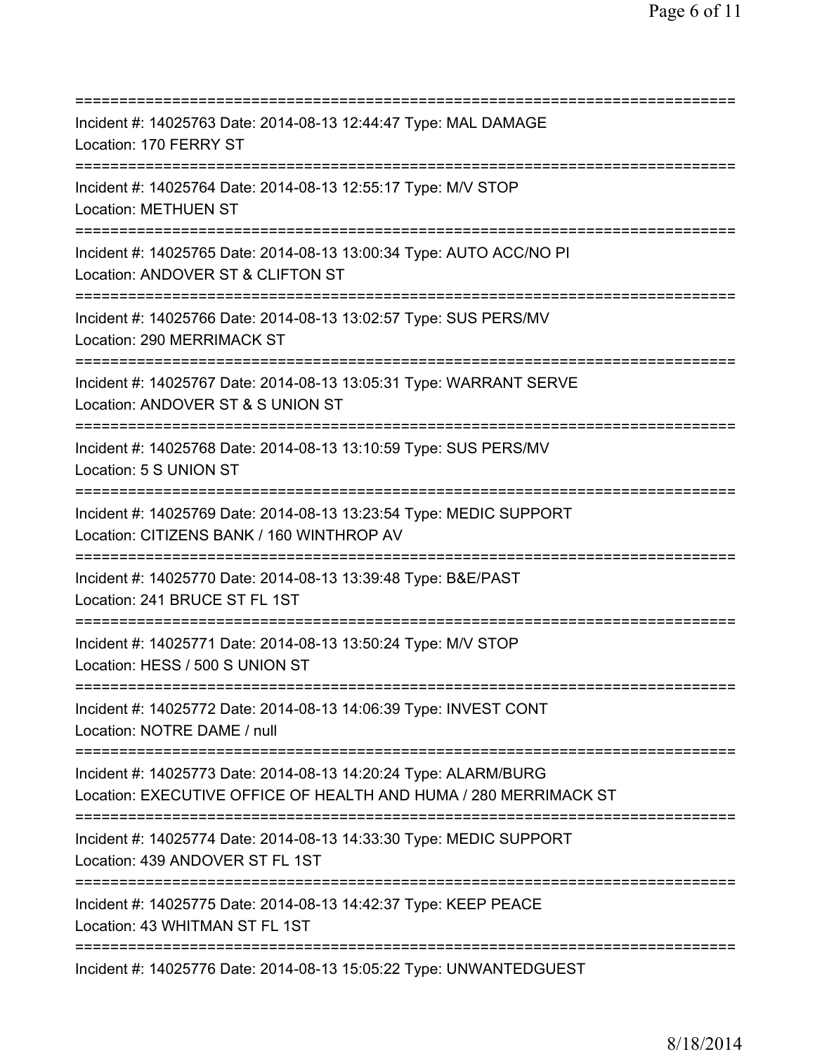==========================================================================
Incident #: 14025763 Date: 2014-08-13 12:44:47 Type: MAL DAMAGE
Location: 170 FERRY ST
==========================================================================
Incident #: 14025764 Date: 2014-08-13 12:55:17 Type: M/V STOP
Location: METHUEN ST
==========================================================================
Incident #: 14025765 Date: 2014-08-13 13:00:34 Type: AUTO ACC/NO PI
Location: ANDOVER ST & CLIFTON ST
==========================================================================
Incident #: 14025766 Date: 2014-08-13 13:02:57 Type: SUS PERS/MV
Location: 290 MERRIMACK ST
==========================================================================
Incident #: 14025767 Date: 2014-08-13 13:05:31 Type: WARRANT SERVE
Location: ANDOVER ST & S UNION ST
==========================================================================
Incident #: 14025768 Date: 2014-08-13 13:10:59 Type: SUS PERS/MV
Location: 5 S UNION ST
==========================================================================
Incident #: 14025769 Date: 2014-08-13 13:23:54 Type: MEDIC SUPPORT
Location: CITIZENS BANK / 160 WINTHROP AV
==========================================================================
Incident #: 14025770 Date: 2014-08-13 13:39:48 Type: B&E/PAST
Location: 241 BRUCE ST FL 1ST
==========================================================================
Incident #: 14025771 Date: 2014-08-13 13:50:24 Type: M/V STOP
Location: HESS / 500 S UNION ST
==========================================================================
Incident #: 14025772 Date: 2014-08-13 14:06:39 Type: INVEST CONT
Location: NOTRE DAME / null
==========================================================================
Incident #: 14025773 Date: 2014-08-13 14:20:24 Type: ALARM/BURG
Location: EXECUTIVE OFFICE OF HEALTH AND HUMA / 280 MERRIMACK ST
==========================================================================
Incident #: 14025774 Date: 2014-08-13 14:33:30 Type: MEDIC SUPPORT
Location: 439 ANDOVER ST FL 1ST
==========================================================================
Incident #: 14025775 Date: 2014-08-13 14:42:37 Type: KEEP PEACE
Location: 43 WHITMAN ST FL 1ST
==========================================================================
Incident #: 14025776 Date: 2014-08-13 15:05:22 Type: UNWANTEDGUEST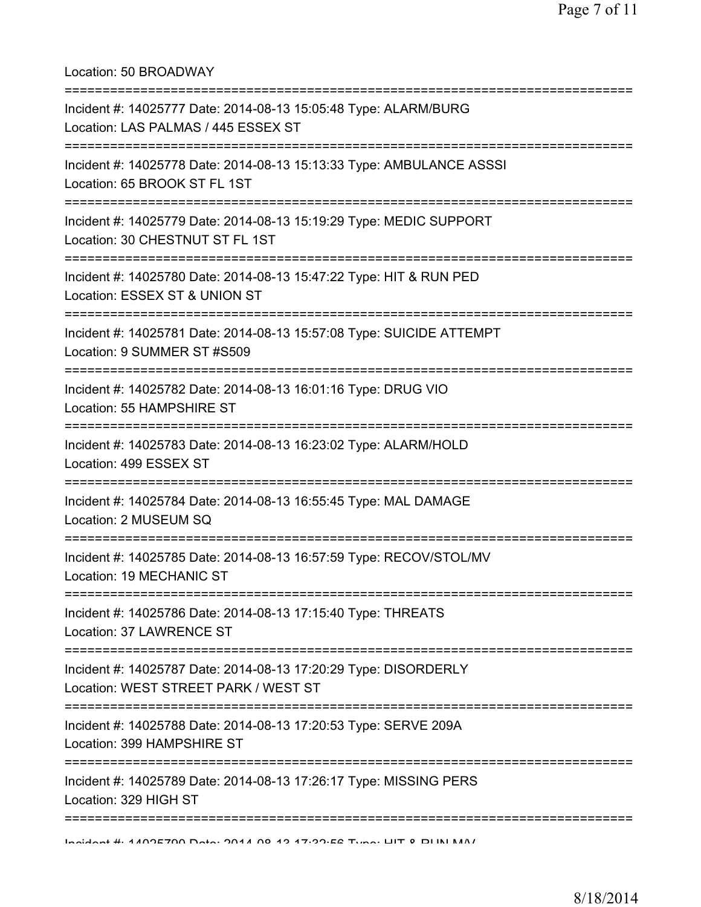Location: 50 BROADWAY

===========================================================================

Incident #: 14025777 Date: 2014-08-13 15:05:48 Type: ALARM/BURG
Location: LAS PALMAS / 445 ESSEX ST

===========================================================================

Incident #: 14025778 Date: 2014-08-13 15:13:33 Type: AMBULANCE ASSSI
Location: 65 BROOK ST FL 1ST

===========================================================================

Incident #: 14025779 Date: 2014-08-13 15:19:29 Type: MEDIC SUPPORT
Location: 30 CHESTNUT ST FL 1ST

===========================================================================

Incident #: 14025780 Date: 2014-08-13 15:47:22 Type: HIT & RUN PED
Location: ESSEX ST & UNION ST

===========================================================================

Incident #: 14025781 Date: 2014-08-13 15:57:08 Type: SUICIDE ATTEMPT
Location: 9 SUMMER ST #S509

===========================================================================

Incident #: 14025782 Date: 2014-08-13 16:01:16 Type: DRUG VIO
Location: 55 HAMPSHIRE ST

===========================================================================

Incident #: 14025783 Date: 2014-08-13 16:23:02 Type: ALARM/HOLD
Location: 499 ESSEX ST

===========================================================================

Incident #: 14025784 Date: 2014-08-13 16:55:45 Type: MAL DAMAGE
Location: 2 MUSEUM SQ

===========================================================================

Incident #: 14025785 Date: 2014-08-13 16:57:59 Type: RECOV/STOL/MV
Location: 19 MECHANIC ST

===========================================================================

Incident #: 14025786 Date: 2014-08-13 17:15:40 Type: THREATS
Location: 37 LAWRENCE ST

===========================================================================

Incident #: 14025787 Date: 2014-08-13 17:20:29 Type: DISORDERLY
Location: WEST STREET PARK / WEST ST

===========================================================================

Incident #: 14025788 Date: 2014-08-13 17:20:53 Type: SERVE 209A
Location: 399 HAMPSHIRE ST

===========================================================================

Incident #: 14025789 Date: 2014-08-13 17:26:17 Type: MISSING PERS
Location: 329 HIGH ST

===========================================================================

Incident #: 14025790 Date: 2014-08-13 17:32:56 Type: HIT & RUN M/V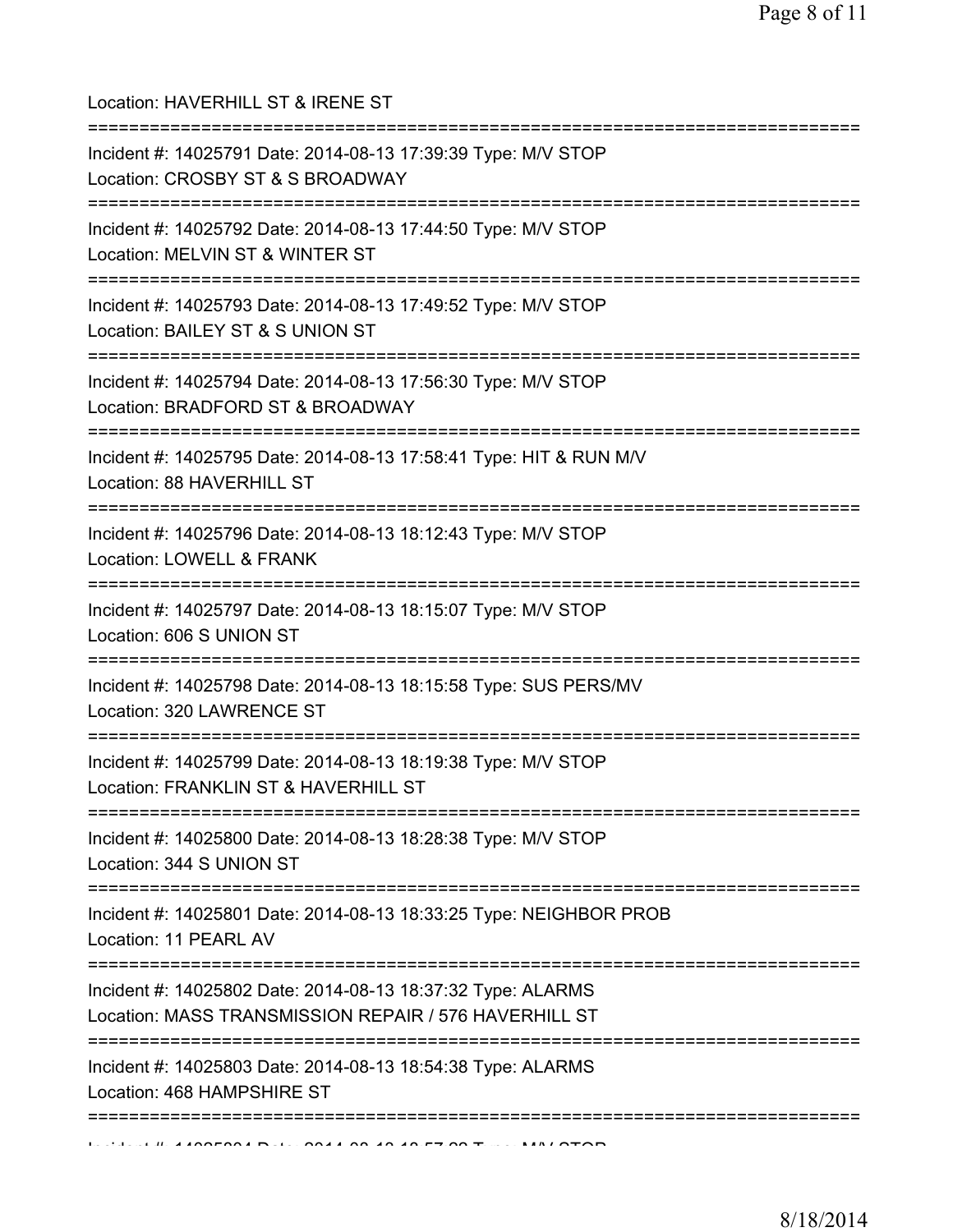Location: HAVERHILL ST & IRENE ST

===========================================================================

Incident #: 14025791 Date: 2014-08-13 17:39:39 Type: M/V STOP

Location: CROSBY ST & S BROADWAY

===========================================================================

Incident #: 14025792 Date: 2014-08-13 17:44:50 Type: M/V STOP

Location: MELVIN ST & WINTER ST

===========================================================================

Incident #: 14025793 Date: 2014-08-13 17:49:52 Type: M/V STOP

Location: BAILEY ST & S UNION ST

===========================================================================

Incident #: 14025794 Date: 2014-08-13 17:56:30 Type: M/V STOP

Location: BRADFORD ST & BROADWAY

===========================================================================

Incident #: 14025795 Date: 2014-08-13 17:58:41 Type: HIT & RUN M/V

Location: 88 HAVERHILL ST

===========================================================================

Incident #: 14025796 Date: 2014-08-13 18:12:43 Type: M/V STOP

Location: LOWELL & FRANK

===========================================================================

Incident #: 14025797 Date: 2014-08-13 18:15:07 Type: M/V STOP

Location: 606 S UNION ST

===========================================================================

Incident #: 14025798 Date: 2014-08-13 18:15:58 Type: SUS PERS/MV

Location: 320 LAWRENCE ST

===========================================================================

Incident #: 14025799 Date: 2014-08-13 18:19:38 Type: M/V STOP

Location: FRANKLIN ST & HAVERHILL ST

===========================================================================

Incident #: 14025800 Date: 2014-08-13 18:28:38 Type: M/V STOP

Location: 344 S UNION ST

===========================================================================

Incident #: 14025801 Date: 2014-08-13 18:33:25 Type: NEIGHBOR PROB

Location: 11 PEARL AV

===========================================================================

Incident #: 14025802 Date: 2014-08-13 18:37:32 Type: ALARMS

Location: MASS TRANSMISSION REPAIR / 576 HAVERHILL ST

===========================================================================

Incident #: 14025803 Date: 2014-08-13 18:54:38 Type: ALARMS

Location: 468 HAMPSHIRE ST

===========================================================================

Incident #: 14025804 Date: 2014-08-13 18:57:28 Type: M/V STOP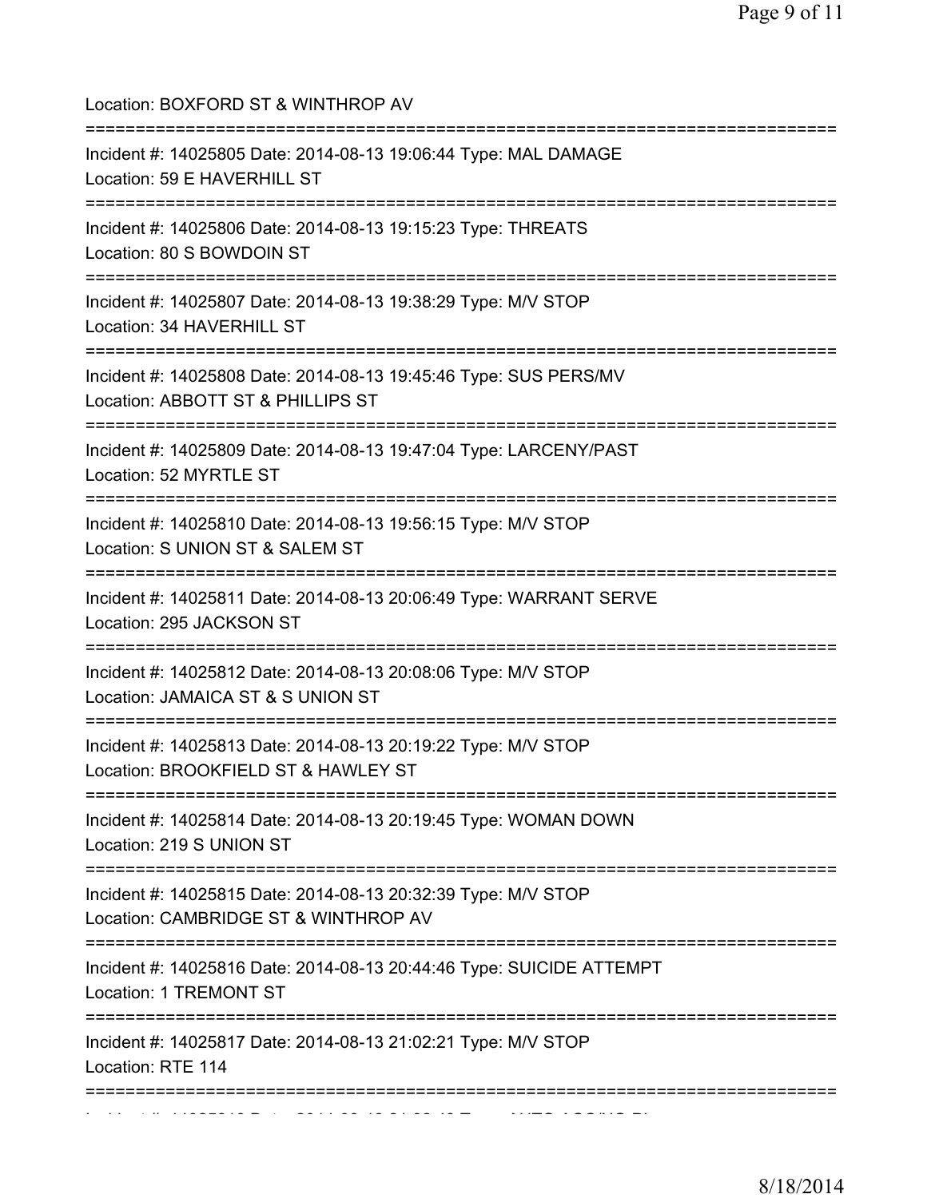Location: BOXFORD ST & WINTHROP AV

===========================================================================

Incident #: 14025805 Date: 2014-08-13 19:06:44 Type: MAL DAMAGE
Location: 59 E HAVERHILL ST

===========================================================================

Incident #: 14025806 Date: 2014-08-13 19:15:23 Type: THREATS
Location: 80 S BOWDOIN ST

===========================================================================

Incident #: 14025807 Date: 2014-08-13 19:38:29 Type: M/V STOP
Location: 34 HAVERHILL ST

===========================================================================

Incident #: 14025808 Date: 2014-08-13 19:45:46 Type: SUS PERS/MV
Location: ABBOTT ST & PHILLIPS ST

===========================================================================

Incident #: 14025809 Date: 2014-08-13 19:47:04 Type: LARCENY/PAST
Location: 52 MYRTLE ST

===========================================================================

Incident #: 14025810 Date: 2014-08-13 19:56:15 Type: M/V STOP
Location: S UNION ST & SALEM ST

===========================================================================

Incident #: 14025811 Date: 2014-08-13 20:06:49 Type: WARRANT SERVE
Location: 295 JACKSON ST

===========================================================================

Incident #: 14025812 Date: 2014-08-13 20:08:06 Type: M/V STOP
Location: JAMAICA ST & S UNION ST

===========================================================================

Incident #: 14025813 Date: 2014-08-13 20:19:22 Type: M/V STOP
Location: BROOKFIELD ST & HAWLEY ST

===========================================================================

Incident #: 14025814 Date: 2014-08-13 20:19:45 Type: WOMAN DOWN
Location: 219 S UNION ST

===========================================================================

Incident #: 14025815 Date: 2014-08-13 20:32:39 Type: M/V STOP
Location: CAMBRIDGE ST & WINTHROP AV

===========================================================================

Incident #: 14025816 Date: 2014-08-13 20:44:46 Type: SUICIDE ATTEMPT
Location: 1 TREMONT ST

===========================================================================

Incident #: 14025817 Date: 2014-08-13 21:02:21 Type: M/V STOP
Location: RTE 114

===========================================================================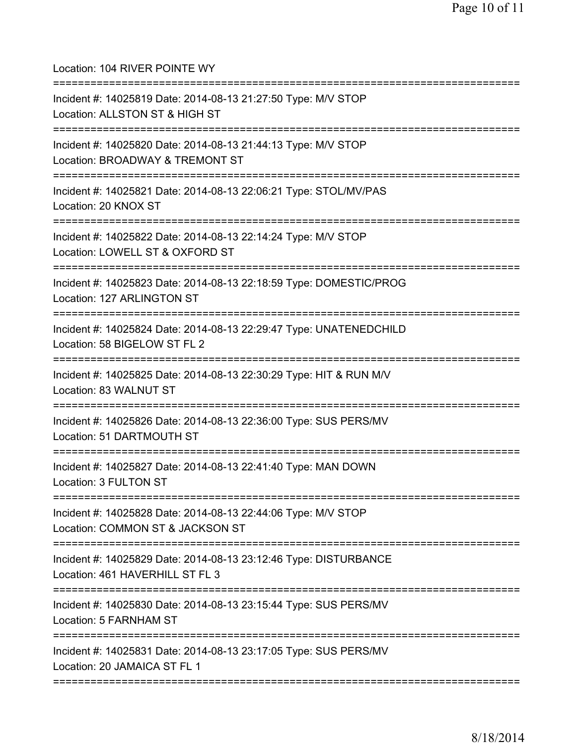Location: 104 RIVER POINTE WY

===========================================================================

Incident #: 14025819 Date: 2014-08-13 21:27:50 Type: M/V STOP
Location: ALLSTON ST & HIGH ST

===========================================================================

Incident #: 14025820 Date: 2014-08-13 21:44:13 Type: M/V STOP
Location: BROADWAY & TREMONT ST

===========================================================================

Incident #: 14025821 Date: 2014-08-13 22:06:21 Type: STOL/MV/PAS
Location: 20 KNOX ST

===========================================================================

Incident #: 14025822 Date: 2014-08-13 22:14:24 Type: M/V STOP
Location: LOWELL ST & OXFORD ST

===========================================================================

Incident #: 14025823 Date: 2014-08-13 22:18:59 Type: DOMESTIC/PROG
Location: 127 ARLINGTON ST

===========================================================================

Incident #: 14025824 Date: 2014-08-13 22:29:47 Type: UNATENEDCHILD
Location: 58 BIGELOW ST FL 2

===========================================================================

Incident #: 14025825 Date: 2014-08-13 22:30:29 Type: HIT & RUN M/V
Location: 83 WALNUT ST

===========================================================================

Incident #: 14025826 Date: 2014-08-13 22:36:00 Type: SUS PERS/MV
Location: 51 DARTMOUTH ST

===========================================================================

Incident #: 14025827 Date: 2014-08-13 22:41:40 Type: MAN DOWN
Location: 3 FULTON ST

===========================================================================

Incident #: 14025828 Date: 2014-08-13 22:44:06 Type: M/V STOP
Location: COMMON ST & JACKSON ST

===========================================================================

Incident #: 14025829 Date: 2014-08-13 23:12:46 Type: DISTURBANCE
Location: 461 HAVERHILL ST FL 3

===========================================================================

Incident #: 14025830 Date: 2014-08-13 23:15:44 Type: SUS PERS/MV
Location: 5 FARNHAM ST

===========================================================================

Incident #: 14025831 Date: 2014-08-13 23:17:05 Type: SUS PERS/MV
Location: 20 JAMAICA ST FL 1

===========================================================================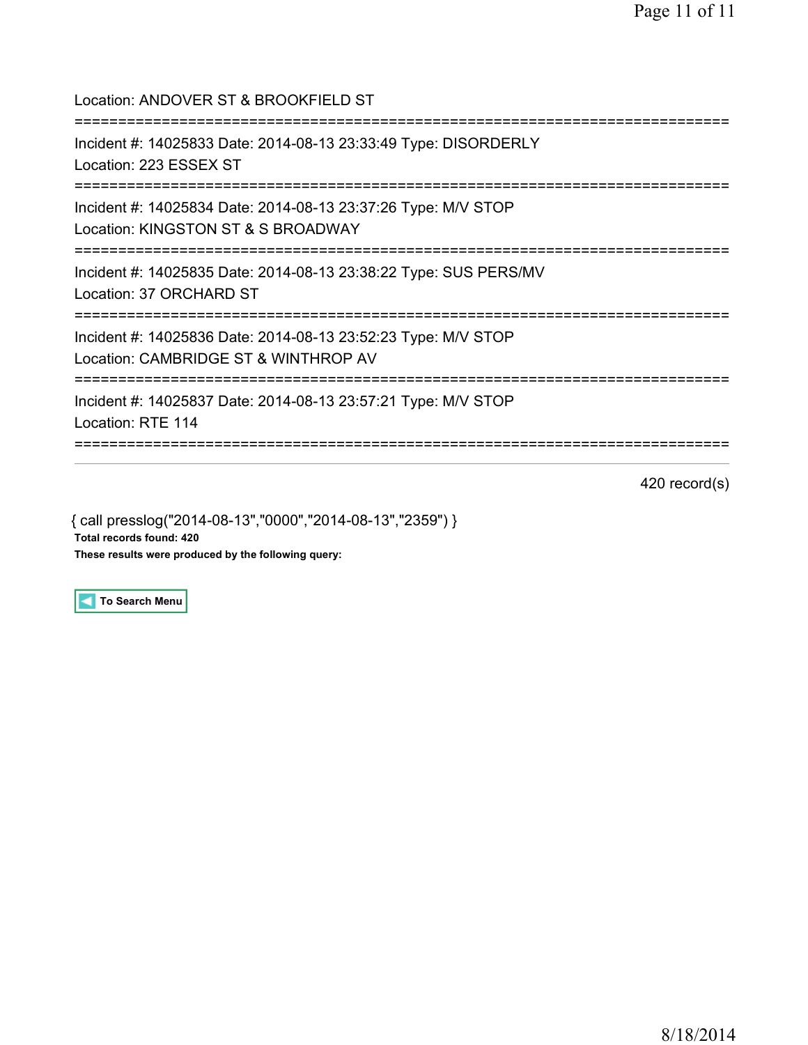Location: ANDOVER ST & BROOKFIELD ST

===========================================================================

Incident #: 14025833 Date: 2014-08-13 23:33:49 Type: DISORDERLY

Location: 223 ESSEX ST

===========================================================================

Incident #: 14025834 Date: 2014-08-13 23:37:26 Type: M/V STOP

Location: KINGSTON ST & S BROADWAY

===========================================================================

Incident #: 14025835 Date: 2014-08-13 23:38:22 Type: SUS PERS/MV

Location: 37 ORCHARD ST

===========================================================================

Incident #: 14025836 Date: 2014-08-13 23:52:23 Type: M/V STOP

Location: CAMBRIDGE ST & WINTHROP AV

===========================================================================

Incident #: 14025837 Date: 2014-08-13 23:57:21 Type: M/V STOP

Location: RTE 114

===========================================================================

420 record(s)

{ call presslog("2014-08-13","0000","2014-08-13","2359") }

**Total records found: 420**

**These results were produced by the following query:**

To Search Menu